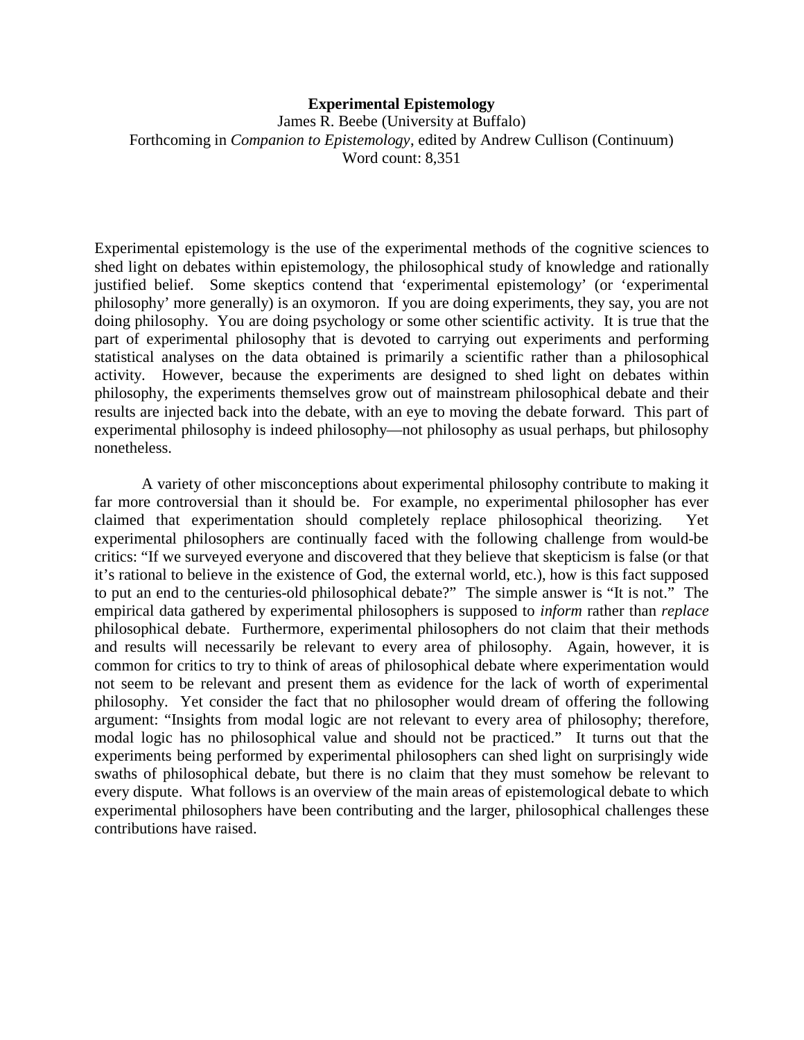# Experimental Epistemology

James R. Beebe (University at Buffalo)

Forthcoming in *Companion to Epistemology*, edited by Andrew Cullison (Continuum)

Word count: 8,351

Experimental epistemology is the use of the experimental methods of the cognitive sciences to shed light on debates within epistemology, the philosophical study of knowledge and rationally justified belief. Some skeptics contend that 'experimental epistemology' (or 'experimental philosophy' more generally) is an oxymoron. If you are doing experiments, they say, you are not doing philosophy. You are doing psychology or some other scientific activity. It is true that the part of experimental philosophy that is devoted to carrying out experiments and performing statistical analyses on the data obtained is primarily a scientific rather than a philosophical activity. However, because the experiments are designed to shed light on debates within philosophy, the experiments themselves grow out of mainstream philosophical debate and their results are injected back into the debate, with an eye to moving the debate forward. This part of experimental philosophy is indeed philosophy—not philosophy as usual perhaps, but philosophy nonetheless.

A variety of other misconceptions about experimental philosophy contribute to making it far more controversial than it should be. For example, no experimental philosopher has ever claimed that experimentation should completely replace philosophical theorizing. Yet experimental philosophers are continually faced with the following challenge from would-be critics: "If we surveyed everyone and discovered that they believe that skepticism is false (or that it's rational to believe in the existence of God, the external world, etc.), how is this fact supposed to put an end to the centuries-old philosophical debate?" The simple answer is "It is not." The empirical data gathered by experimental philosophers is supposed to *inform* rather than *replace* philosophical debate. Furthermore, experimental philosophers do not claim that their methods and results will necessarily be relevant to every area of philosophy. Again, however, it is common for critics to try to think of areas of philosophical debate where experimentation would not seem to be relevant and present them as evidence for the lack of worth of experimental philosophy. Yet consider the fact that no philosopher would dream of offering the following argument: "Insights from modal logic are not relevant to every area of philosophy; therefore, modal logic has no philosophical value and should not be practiced." It turns out that the experiments being performed by experimental philosophers can shed light on surprisingly wide swaths of philosophical debate, but there is no claim that they must somehow be relevant to every dispute. What follows is an overview of the main areas of epistemological debate to which experimental philosophers have been contributing and the larger, philosophical challenges these contributions have raised.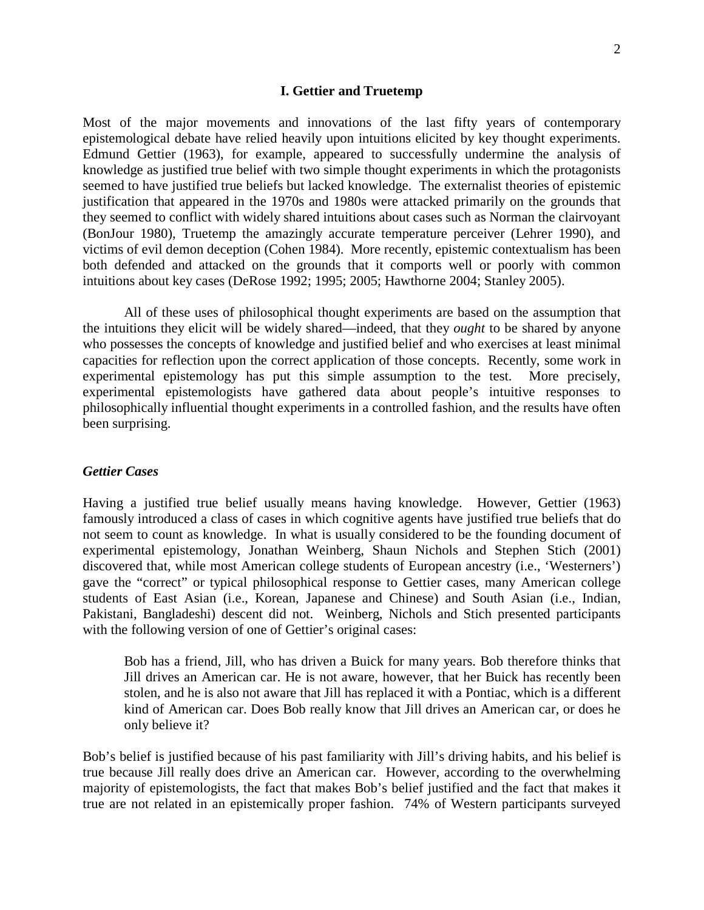## I. Gettier and Truetemp

Most of the major movements and innovations of the last fifty years of contemporary epistemological debate have relied heavily upon intuitions elicited by key thought experiments. Edmund Gettier (1963), for example, appeared to successfully undermine the analysis of knowledge as justified true belief with two simple thought experiments in which the protagonists seemed to have justified true beliefs but lacked knowledge. The externalist theories of epistemic justification that appeared in the 1970s and 1980s were attacked primarily on the grounds that they seemed to conflict with widely shared intuitions about cases such as Norman the clairvoyant (BonJour 1980), Truetemp the amazingly accurate temperature perceiver (Lehrer 1990), and victims of evil demon deception (Cohen 1984). More recently, epistemic contextualism has been both defended and attacked on the grounds that it comports well or poorly with common intuitions about key cases (DeRose 1992; 1995; 2005; Hawthorne 2004; Stanley 2005).

All of these uses of philosophical thought experiments are based on the assumption that the intuitions they elicit will be widely shared—indeed, that they *ought* to be shared by anyone who possesses the concepts of knowledge and justified belief and who exercises at least minimal capacities for reflection upon the correct application of those concepts. Recently, some work in experimental epistemology has put this simple assumption to the test. More precisely, experimental epistemologists have gathered data about people's intuitive responses to philosophically influential thought experiments in a controlled fashion, and the results have often been surprising.

### *Gettier Cases*

Having a justified true belief usually means having knowledge. However, Gettier (1963) famously introduced a class of cases in which cognitive agents have justified true beliefs that do not seem to count as knowledge. In what is usually considered to be the founding document of experimental epistemology, Jonathan Weinberg, Shaun Nichols and Stephen Stich (2001) discovered that, while most American college students of European ancestry (i.e., 'Westerners') gave the "correct" or typical philosophical response to Gettier cases, many American college students of East Asian (i.e., Korean, Japanese and Chinese) and South Asian (i.e., Indian, Pakistani, Bangladeshi) descent did not. Weinberg, Nichols and Stich presented participants with the following version of one of Gettier's original cases:

> Bob has a friend, Jill, who has driven a Buick for many years. Bob therefore thinks that Jill drives an American car. He is not aware, however, that her Buick has recently been stolen, and he is also not aware that Jill has replaced it with a Pontiac, which is a different kind of American car. Does Bob really know that Jill drives an American car, or does he only believe it?

Bob's belief is justified because of his past familiarity with Jill's driving habits, and his belief is true because Jill really does drive an American car. However, according to the overwhelming majority of epistemologists, the fact that makes Bob's belief justified and the fact that makes it true are not related in an epistemically proper fashion. 74% of Western participants surveyed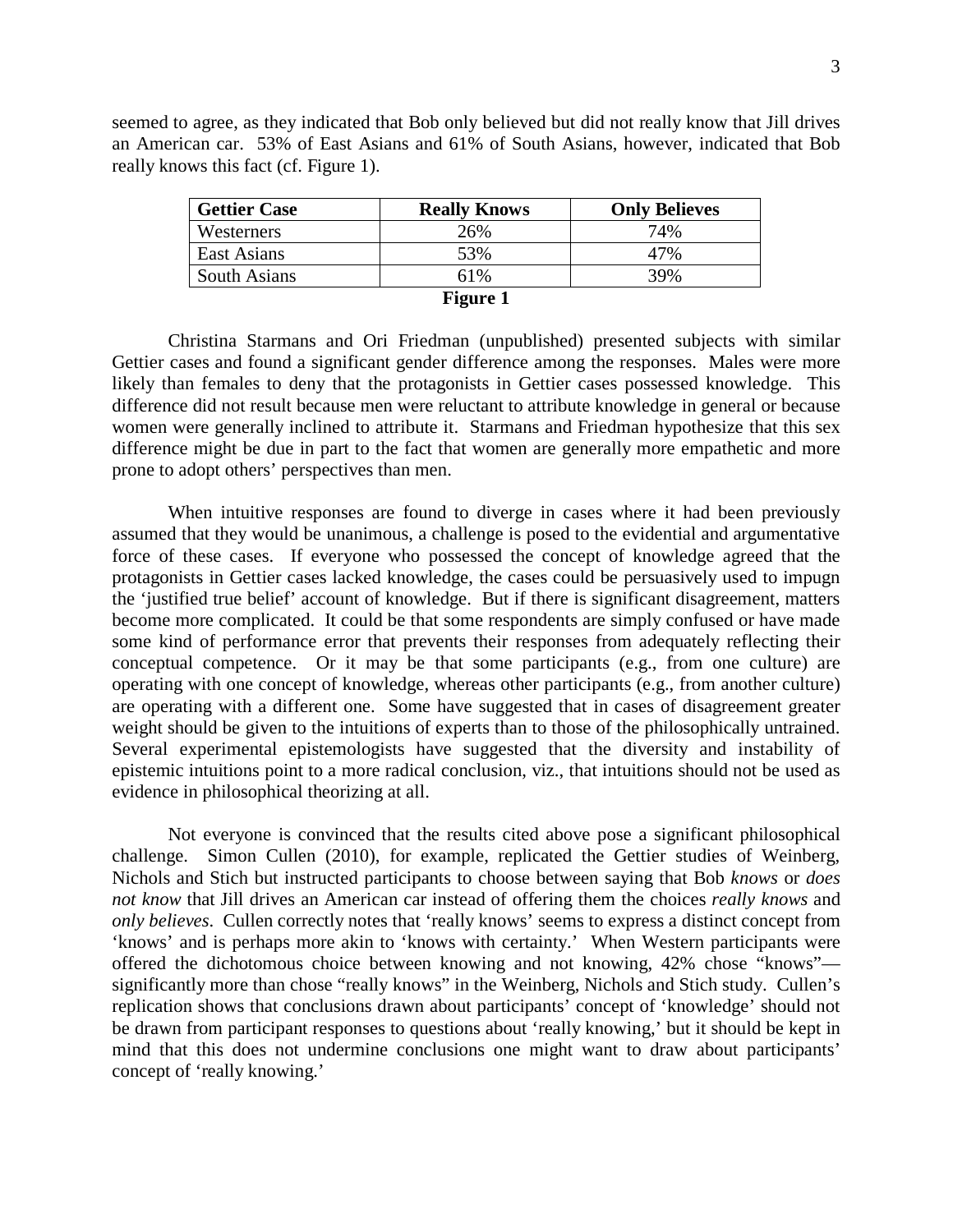seemed to agree, as they indicated that Bob only believed but did not really know that Jill drives an American car. 53% of East Asians and 61% of South Asians, however, indicated that Bob really knows this fact (cf. Figure 1).

| **Gettier Case** | **Really Knows** | **Only Believes** |
| --- | --- | --- |
| Westerners | 26% | 74% |
| East Asians | 53% | 47% |
| South Asians | 61% | 39% |

**Figure 1**

Christina Starmans and Ori Friedman (unpublished) presented subjects with similar Gettier cases and found a significant gender difference among the responses. Males were more likely than females to deny that the protagonists in Gettier cases possessed knowledge. This difference did not result because men were reluctant to attribute knowledge in general or because women were generally inclined to attribute it. Starmans and Friedman hypothesize that this sex difference might be due in part to the fact that women are generally more empathetic and more prone to adopt others' perspectives than men.

When intuitive responses are found to diverge in cases where it had been previously assumed that they would be unanimous, a challenge is posed to the evidential and argumentative force of these cases. If everyone who possessed the concept of knowledge agreed that the protagonists in Gettier cases lacked knowledge, the cases could be persuasively used to impugn the 'justified true belief' account of knowledge. But if there is significant disagreement, matters become more complicated. It could be that some respondents are simply confused or have made some kind of performance error that prevents their responses from adequately reflecting their conceptual competence. Or it may be that some participants (e.g., from one culture) are operating with one concept of knowledge, whereas other participants (e.g., from another culture) are operating with a different one. Some have suggested that in cases of disagreement greater weight should be given to the intuitions of experts than to those of the philosophically untrained. Several experimental epistemologists have suggested that the diversity and instability of epistemic intuitions point to a more radical conclusion, viz., that intuitions should not be used as evidence in philosophical theorizing at all.

Not everyone is convinced that the results cited above pose a significant philosophical challenge. Simon Cullen (2010), for example, replicated the Gettier studies of Weinberg, Nichols and Stich but instructed participants to choose between saying that Bob *knows* or *does not know* that Jill drives an American car instead of offering them the choices *really knows* and *only believes*. Cullen correctly notes that 'really knows' seems to express a distinct concept from 'knows' and is perhaps more akin to 'knows with certainty.' When Western participants were offered the dichotomous choice between knowing and not knowing, 42% chose "knows"—significantly more than chose "really knows" in the Weinberg, Nichols and Stich study. Cullen's replication shows that conclusions drawn about participants' concept of 'knowledge' should not be drawn from participant responses to questions about 'really knowing,' but it should be kept in mind that this does not undermine conclusions one might want to draw about participants' concept of 'really knowing.'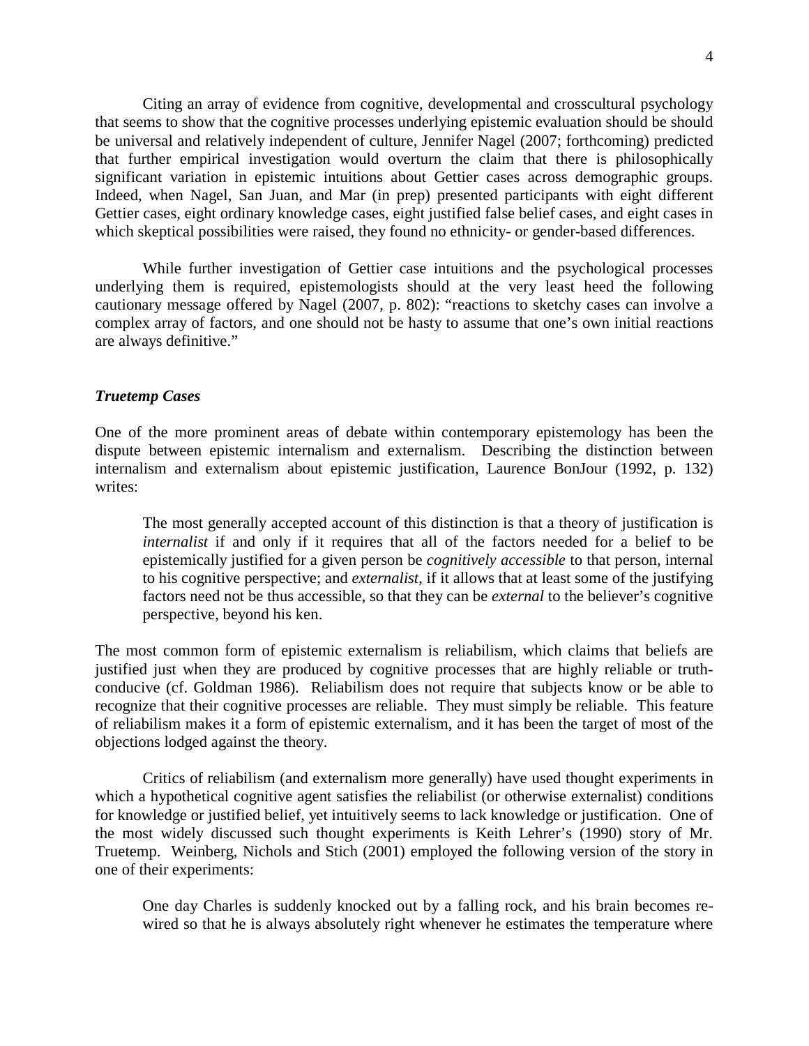Citing an array of evidence from cognitive, developmental and crosscultural psychology that seems to show that the cognitive processes underlying epistemic evaluation should be should be universal and relatively independent of culture, Jennifer Nagel (2007; forthcoming) predicted that further empirical investigation would overturn the claim that there is philosophically significant variation in epistemic intuitions about Gettier cases across demographic groups. Indeed, when Nagel, San Juan, and Mar (in prep) presented participants with eight different Gettier cases, eight ordinary knowledge cases, eight justified false belief cases, and eight cases in which skeptical possibilities were raised, they found no ethnicity- or gender-based differences.

While further investigation of Gettier case intuitions and the psychological processes underlying them is required, epistemologists should at the very least heed the following cautionary message offered by Nagel (2007, p. 802): "reactions to sketchy cases can involve a complex array of factors, and one should not be hasty to assume that one's own initial reactions are always definitive."

### *Truetemp Cases*

One of the more prominent areas of debate within contemporary epistemology has been the dispute between epistemic internalism and externalism. Describing the distinction between internalism and externalism about epistemic justification, Laurence BonJour (1992, p. 132) writes:

> The most generally accepted account of this distinction is that a theory of justification is *internalist* if and only if it requires that all of the factors needed for a belief to be epistemically justified for a given person be *cognitively accessible* to that person, internal to his cognitive perspective; and *externalist*, if it allows that at least some of the justifying factors need not be thus accessible, so that they can be *external* to the believer's cognitive perspective, beyond his ken.

The most common form of epistemic externalism is reliabilism, which claims that beliefs are justified just when they are produced by cognitive processes that are highly reliable or truth-conducive (cf. Goldman 1986). Reliabilism does not require that subjects know or be able to recognize that their cognitive processes are reliable. They must simply be reliable. This feature of reliabilism makes it a form of epistemic externalism, and it has been the target of most of the objections lodged against the theory.

Critics of reliabilism (and externalism more generally) have used thought experiments in which a hypothetical cognitive agent satisfies the reliabilist (or otherwise externalist) conditions for knowledge or justified belief, yet intuitively seems to lack knowledge or justification. One of the most widely discussed such thought experiments is Keith Lehrer's (1990) story of Mr. Truetemp. Weinberg, Nichols and Stich (2001) employed the following version of the story in one of their experiments:

> One day Charles is suddenly knocked out by a falling rock, and his brain becomes re-wired so that he is always absolutely right whenever he estimates the temperature where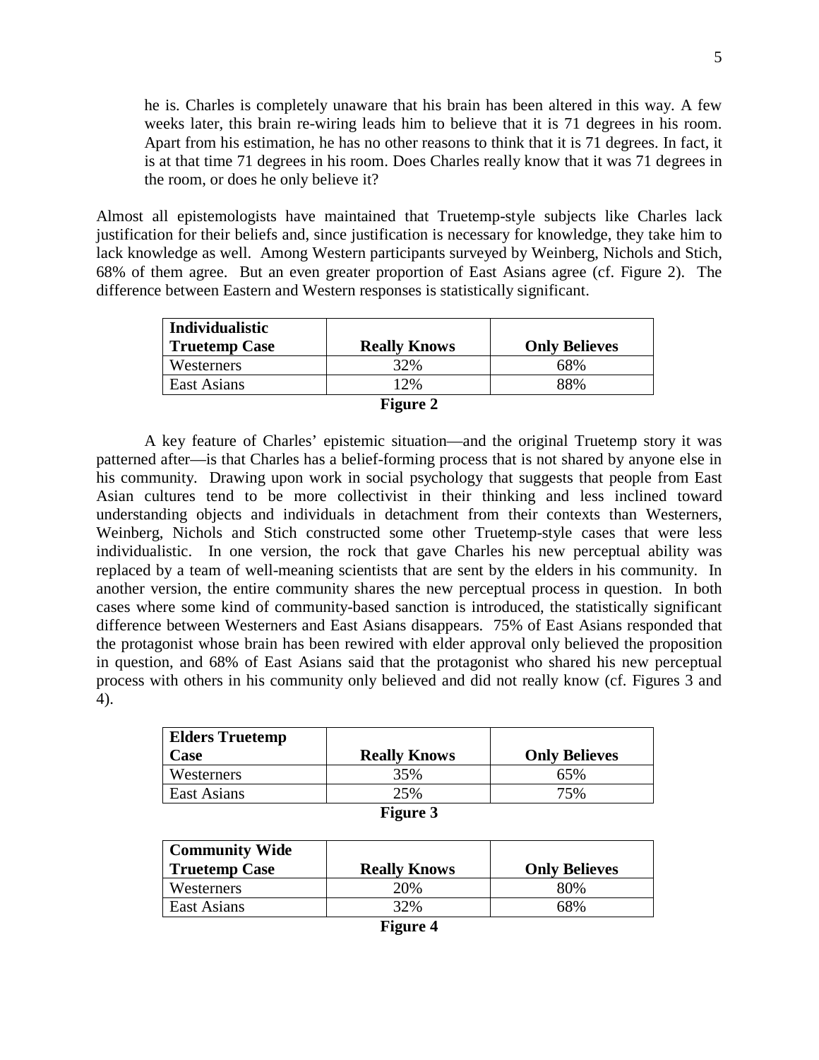> he is. Charles is completely unaware that his brain has been altered in this way. A few weeks later, this brain re-wiring leads him to believe that it is 71 degrees in his room. Apart from his estimation, he has no other reasons to think that it is 71 degrees. In fact, it is at that time 71 degrees in his room. Does Charles really know that it was 71 degrees in the room, or does he only believe it?

Almost all epistemologists have maintained that Truetemp-style subjects like Charles lack justification for their beliefs and, since justification is necessary for knowledge, they take him to lack knowledge as well. Among Western participants surveyed by Weinberg, Nichols and Stich, 68% of them agree. But an even greater proportion of East Asians agree (cf. Figure 2). The difference between Eastern and Western responses is statistically significant.

| **Individualistic Truetemp Case** | **Really Knows** | **Only Believes** |
|---|---|---|
| Westerners | 32% | 68% |
| East Asians | 12% | 88% |

**Figure 2**

A key feature of Charles' epistemic situation—and the original Truetemp story it was patterned after—is that Charles has a belief-forming process that is not shared by anyone else in his community. Drawing upon work in social psychology that suggests that people from East Asian cultures tend to be more collectivist in their thinking and less inclined toward understanding objects and individuals in detachment from their contexts than Westerners, Weinberg, Nichols and Stich constructed some other Truetemp-style cases that were less individualistic. In one version, the rock that gave Charles his new perceptual ability was replaced by a team of well-meaning scientists that are sent by the elders in his community. In another version, the entire community shares the new perceptual process in question. In both cases where some kind of community-based sanction is introduced, the statistically significant difference between Westerners and East Asians disappears. 75% of East Asians responded that the protagonist whose brain has been rewired with elder approval only believed the proposition in question, and 68% of East Asians said that the protagonist who shared his new perceptual process with others in his community only believed and did not really know (cf. Figures 3 and 4).

| **Elders Truetemp Case** | **Really Knows** | **Only Believes** |
|---|---|---|
| Westerners | 35% | 65% |
| East Asians | 25% | 75% |

**Figure 3**

| **Community Wide Truetemp Case** | **Really Knows** | **Only Believes** |
|---|---|---|
| Westerners | 20% | 80% |
| East Asians | 32% | 68% |

**Figure 4**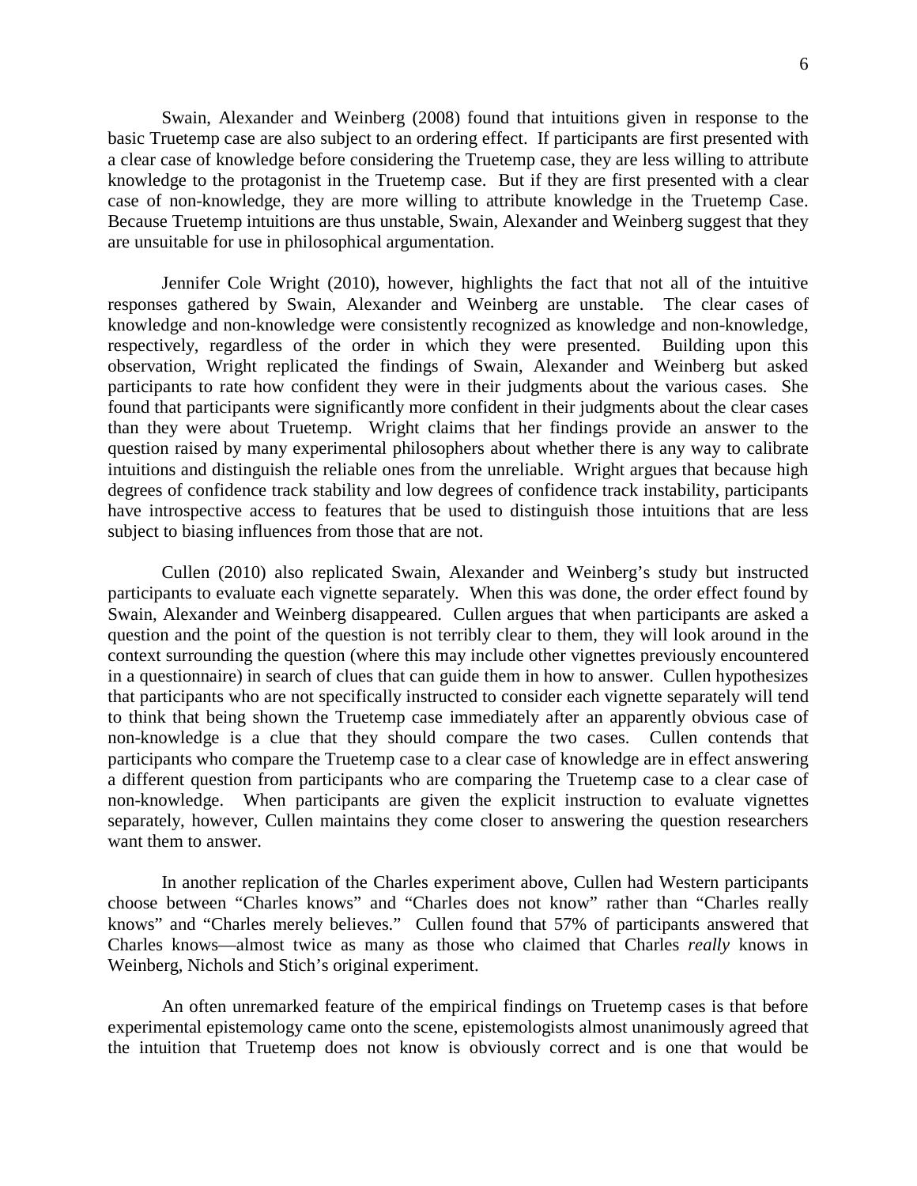Swain, Alexander and Weinberg (2008) found that intuitions given in response to the basic Truetemp case are also subject to an ordering effect. If participants are first presented with a clear case of knowledge before considering the Truetemp case, they are less willing to attribute knowledge to the protagonist in the Truetemp case. But if they are first presented with a clear case of non-knowledge, they are more willing to attribute knowledge in the Truetemp Case. Because Truetemp intuitions are thus unstable, Swain, Alexander and Weinberg suggest that they are unsuitable for use in philosophical argumentation.

Jennifer Cole Wright (2010), however, highlights the fact that not all of the intuitive responses gathered by Swain, Alexander and Weinberg are unstable. The clear cases of knowledge and non-knowledge were consistently recognized as knowledge and non-knowledge, respectively, regardless of the order in which they were presented. Building upon this observation, Wright replicated the findings of Swain, Alexander and Weinberg but asked participants to rate how confident they were in their judgments about the various cases. She found that participants were significantly more confident in their judgments about the clear cases than they were about Truetemp. Wright claims that her findings provide an answer to the question raised by many experimental philosophers about whether there is any way to calibrate intuitions and distinguish the reliable ones from the unreliable. Wright argues that because high degrees of confidence track stability and low degrees of confidence track instability, participants have introspective access to features that be used to distinguish those intuitions that are less subject to biasing influences from those that are not.

Cullen (2010) also replicated Swain, Alexander and Weinberg's study but instructed participants to evaluate each vignette separately. When this was done, the order effect found by Swain, Alexander and Weinberg disappeared. Cullen argues that when participants are asked a question and the point of the question is not terribly clear to them, they will look around in the context surrounding the question (where this may include other vignettes previously encountered in a questionnaire) in search of clues that can guide them in how to answer. Cullen hypothesizes that participants who are not specifically instructed to consider each vignette separately will tend to think that being shown the Truetemp case immediately after an apparently obvious case of non-knowledge is a clue that they should compare the two cases. Cullen contends that participants who compare the Truetemp case to a clear case of knowledge are in effect answering a different question from participants who are comparing the Truetemp case to a clear case of non-knowledge. When participants are given the explicit instruction to evaluate vignettes separately, however, Cullen maintains they come closer to answering the question researchers want them to answer.

In another replication of the Charles experiment above, Cullen had Western participants choose between "Charles knows" and "Charles does not know" rather than "Charles really knows" and "Charles merely believes." Cullen found that 57% of participants answered that Charles knows—almost twice as many as those who claimed that Charles *really* knows in Weinberg, Nichols and Stich's original experiment.

An often unremarked feature of the empirical findings on Truetemp cases is that before experimental epistemology came onto the scene, epistemologists almost unanimously agreed that the intuition that Truetemp does not know is obviously correct and is one that would be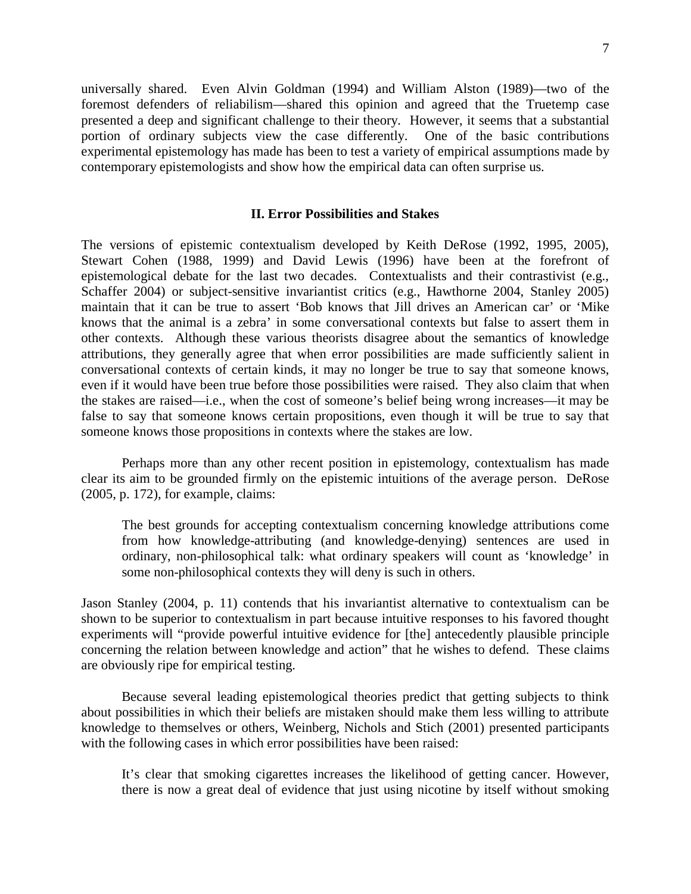universally shared. Even Alvin Goldman (1994) and William Alston (1989)—two of the foremost defenders of reliabilism—shared this opinion and agreed that the Truetemp case presented a deep and significant challenge to their theory. However, it seems that a substantial portion of ordinary subjects view the case differently. One of the basic contributions experimental epistemology has made has been to test a variety of empirical assumptions made by contemporary epistemologists and show how the empirical data can often surprise us.

## II. Error Possibilities and Stakes

The versions of epistemic contextualism developed by Keith DeRose (1992, 1995, 2005), Stewart Cohen (1988, 1999) and David Lewis (1996) have been at the forefront of epistemological debate for the last two decades. Contextualists and their contrastivist (e.g., Schaffer 2004) or subject-sensitive invariantist critics (e.g., Hawthorne 2004, Stanley 2005) maintain that it can be true to assert 'Bob knows that Jill drives an American car' or 'Mike knows that the animal is a zebra' in some conversational contexts but false to assert them in other contexts. Although these various theorists disagree about the semantics of knowledge attributions, they generally agree that when error possibilities are made sufficiently salient in conversational contexts of certain kinds, it may no longer be true to say that someone knows, even if it would have been true before those possibilities were raised. They also claim that when the stakes are raised—i.e., when the cost of someone's belief being wrong increases—it may be false to say that someone knows certain propositions, even though it will be true to say that someone knows those propositions in contexts where the stakes are low.

Perhaps more than any other recent position in epistemology, contextualism has made clear its aim to be grounded firmly on the epistemic intuitions of the average person. DeRose (2005, p. 172), for example, claims:

> The best grounds for accepting contextualism concerning knowledge attributions come from how knowledge-attributing (and knowledge-denying) sentences are used in ordinary, non-philosophical talk: what ordinary speakers will count as 'knowledge' in some non-philosophical contexts they will deny is such in others.

Jason Stanley (2004, p. 11) contends that his invariantist alternative to contextualism can be shown to be superior to contextualism in part because intuitive responses to his favored thought experiments will "provide powerful intuitive evidence for [the] antecedently plausible principle concerning the relation between knowledge and action" that he wishes to defend. These claims are obviously ripe for empirical testing.

Because several leading epistemological theories predict that getting subjects to think about possibilities in which their beliefs are mistaken should make them less willing to attribute knowledge to themselves or others, Weinberg, Nichols and Stich (2001) presented participants with the following cases in which error possibilities have been raised:

> It's clear that smoking cigarettes increases the likelihood of getting cancer. However, there is now a great deal of evidence that just using nicotine by itself without smoking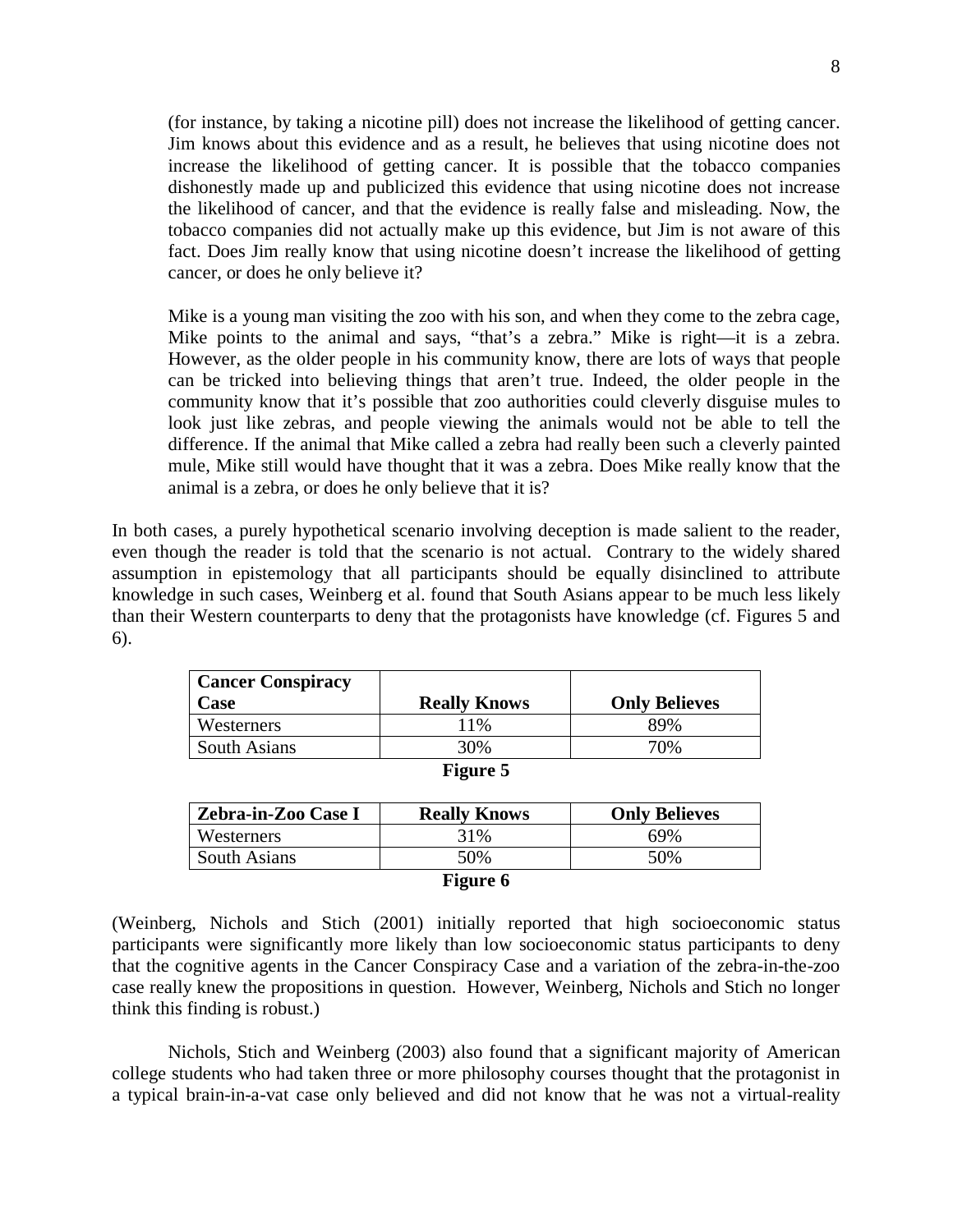(for instance, by taking a nicotine pill) does not increase the likelihood of getting cancer. Jim knows about this evidence and as a result, he believes that using nicotine does not increase the likelihood of getting cancer. It is possible that the tobacco companies dishonestly made up and publicized this evidence that using nicotine does not increase the likelihood of cancer, and that the evidence is really false and misleading. Now, the tobacco companies did not actually make up this evidence, but Jim is not aware of this fact. Does Jim really know that using nicotine doesn't increase the likelihood of getting cancer, or does he only believe it?

Mike is a young man visiting the zoo with his son, and when they come to the zebra cage, Mike points to the animal and says, "that's a zebra." Mike is right—it is a zebra. However, as the older people in his community know, there are lots of ways that people can be tricked into believing things that aren't true. Indeed, the older people in the community know that it's possible that zoo authorities could cleverly disguise mules to look just like zebras, and people viewing the animals would not be able to tell the difference. If the animal that Mike called a zebra had really been such a cleverly painted mule, Mike still would have thought that it was a zebra. Does Mike really know that the animal is a zebra, or does he only believe that it is?

In both cases, a purely hypothetical scenario involving deception is made salient to the reader, even though the reader is told that the scenario is not actual. Contrary to the widely shared assumption in epistemology that all participants should be equally disinclined to attribute knowledge in such cases, Weinberg et al. found that South Asians appear to be much less likely than their Western counterparts to deny that the protagonists have knowledge (cf. Figures 5 and 6).

| **Cancer Conspiracy Case** | **Really Knows** | **Only Believes** |
|---|---|---|
| Westerners | 11% | 89% |
| South Asians | 30% | 70% |

**Figure 5**

| **Zebra-in-Zoo Case I** | **Really Knows** | **Only Believes** |
|---|---|---|
| Westerners | 31% | 69% |
| South Asians | 50% | 50% |

**Figure 6**

(Weinberg, Nichols and Stich (2001) initially reported that high socioeconomic status participants were significantly more likely than low socioeconomic status participants to deny that the cognitive agents in the Cancer Conspiracy Case and a variation of the zebra-in-the-zoo case really knew the propositions in question. However, Weinberg, Nichols and Stich no longer think this finding is robust.)

Nichols, Stich and Weinberg (2003) also found that a significant majority of American college students who had taken three or more philosophy courses thought that the protagonist in a typical brain-in-a-vat case only believed and did not know that he was not a virtual-reality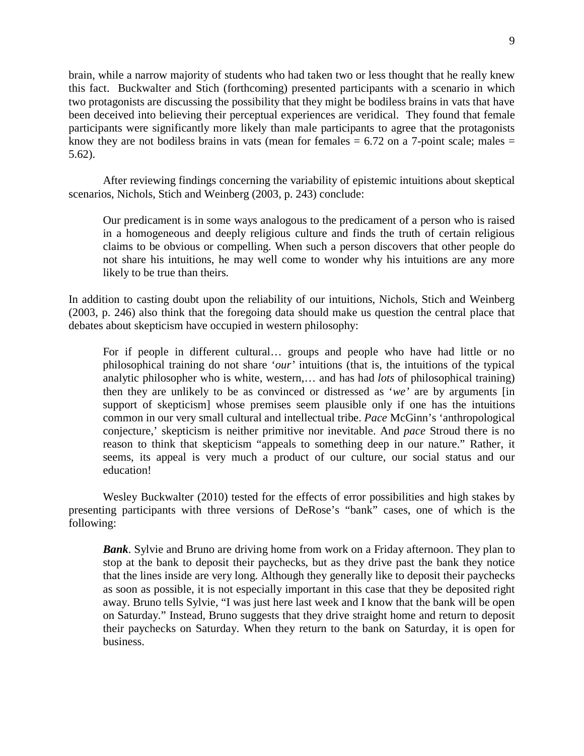brain, while a narrow majority of students who had taken two or less thought that he really knew this fact. Buckwalter and Stich (forthcoming) presented participants with a scenario in which two protagonists are discussing the possibility that they might be bodiless brains in vats that have been deceived into believing their perceptual experiences are veridical. They found that female participants were significantly more likely than male participants to agree that the protagonists know they are not bodiless brains in vats (mean for females = 6.72 on a 7-point scale; males = 5.62).

After reviewing findings concerning the variability of epistemic intuitions about skeptical scenarios, Nichols, Stich and Weinberg (2003, p. 243) conclude:

> Our predicament is in some ways analogous to the predicament of a person who is raised in a homogeneous and deeply religious culture and finds the truth of certain religious claims to be obvious or compelling. When such a person discovers that other people do not share his intuitions, he may well come to wonder why his intuitions are any more likely to be true than theirs.

In addition to casting doubt upon the reliability of our intuitions, Nichols, Stich and Weinberg (2003, p. 246) also think that the foregoing data should make us question the central place that debates about skepticism have occupied in western philosophy:

> For if people in different cultural… groups and people who have had little or no philosophical training do not share '*our'* intuitions (that is, the intuitions of the typical analytic philosopher who is white, western,… and has had *lots* of philosophical training) then they are unlikely to be as convinced or distressed as '*we'* are by arguments [in support of skepticism] whose premises seem plausible only if one has the intuitions common in our very small cultural and intellectual tribe. *Pace* McGinn's 'anthropological conjecture,' skepticism is neither primitive nor inevitable. And *pace* Stroud there is no reason to think that skepticism "appeals to something deep in our nature." Rather, it seems, its appeal is very much a product of our culture, our social status and our education!

Wesley Buckwalter (2010) tested for the effects of error possibilities and high stakes by presenting participants with three versions of DeRose's "bank" cases, one of which is the following:

> ***Bank***. Sylvie and Bruno are driving home from work on a Friday afternoon. They plan to stop at the bank to deposit their paychecks, but as they drive past the bank they notice that the lines inside are very long. Although they generally like to deposit their paychecks as soon as possible, it is not especially important in this case that they be deposited right away. Bruno tells Sylvie, "I was just here last week and I know that the bank will be open on Saturday." Instead, Bruno suggests that they drive straight home and return to deposit their paychecks on Saturday. When they return to the bank on Saturday, it is open for business.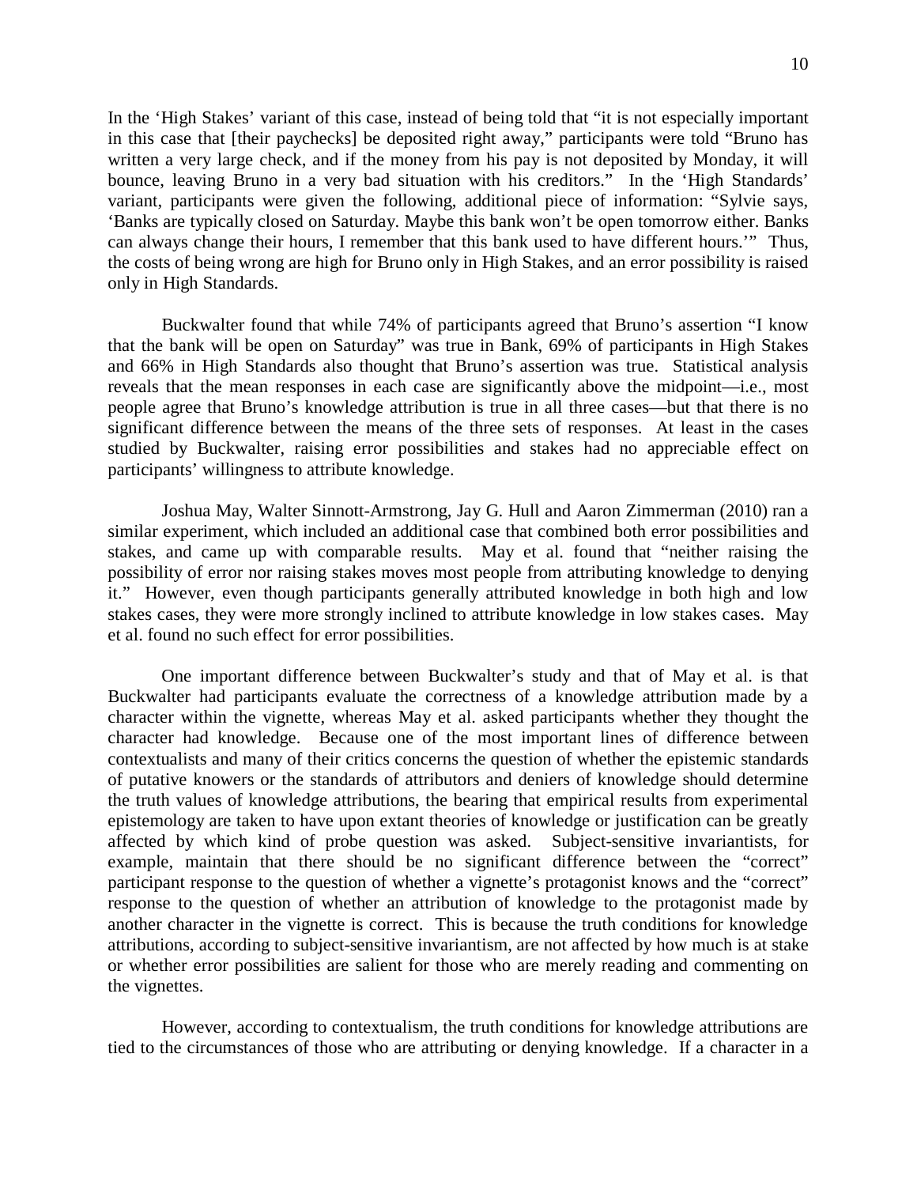In the 'High Stakes' variant of this case, instead of being told that "it is not especially important in this case that [their paychecks] be deposited right away," participants were told "Bruno has written a very large check, and if the money from his pay is not deposited by Monday, it will bounce, leaving Bruno in a very bad situation with his creditors." In the 'High Standards' variant, participants were given the following, additional piece of information: "Sylvie says, 'Banks are typically closed on Saturday. Maybe this bank won't be open tomorrow either. Banks can always change their hours, I remember that this bank used to have different hours.'" Thus, the costs of being wrong are high for Bruno only in High Stakes, and an error possibility is raised only in High Standards.

Buckwalter found that while 74% of participants agreed that Bruno's assertion "I know that the bank will be open on Saturday" was true in Bank, 69% of participants in High Stakes and 66% in High Standards also thought that Bruno's assertion was true. Statistical analysis reveals that the mean responses in each case are significantly above the midpoint—i.e., most people agree that Bruno's knowledge attribution is true in all three cases—but that there is no significant difference between the means of the three sets of responses. At least in the cases studied by Buckwalter, raising error possibilities and stakes had no appreciable effect on participants' willingness to attribute knowledge.

Joshua May, Walter Sinnott-Armstrong, Jay G. Hull and Aaron Zimmerman (2010) ran a similar experiment, which included an additional case that combined both error possibilities and stakes, and came up with comparable results. May et al. found that "neither raising the possibility of error nor raising stakes moves most people from attributing knowledge to denying it." However, even though participants generally attributed knowledge in both high and low stakes cases, they were more strongly inclined to attribute knowledge in low stakes cases. May et al. found no such effect for error possibilities.

One important difference between Buckwalter's study and that of May et al. is that Buckwalter had participants evaluate the correctness of a knowledge attribution made by a character within the vignette, whereas May et al. asked participants whether they thought the character had knowledge. Because one of the most important lines of difference between contextualists and many of their critics concerns the question of whether the epistemic standards of putative knowers or the standards of attributors and deniers of knowledge should determine the truth values of knowledge attributions, the bearing that empirical results from experimental epistemology are taken to have upon extant theories of knowledge or justification can be greatly affected by which kind of probe question was asked. Subject-sensitive invariantists, for example, maintain that there should be no significant difference between the "correct" participant response to the question of whether a vignette's protagonist knows and the "correct" response to the question of whether an attribution of knowledge to the protagonist made by another character in the vignette is correct. This is because the truth conditions for knowledge attributions, according to subject-sensitive invariantism, are not affected by how much is at stake or whether error possibilities are salient for those who are merely reading and commenting on the vignettes.

However, according to contextualism, the truth conditions for knowledge attributions are tied to the circumstances of those who are attributing or denying knowledge. If a character in a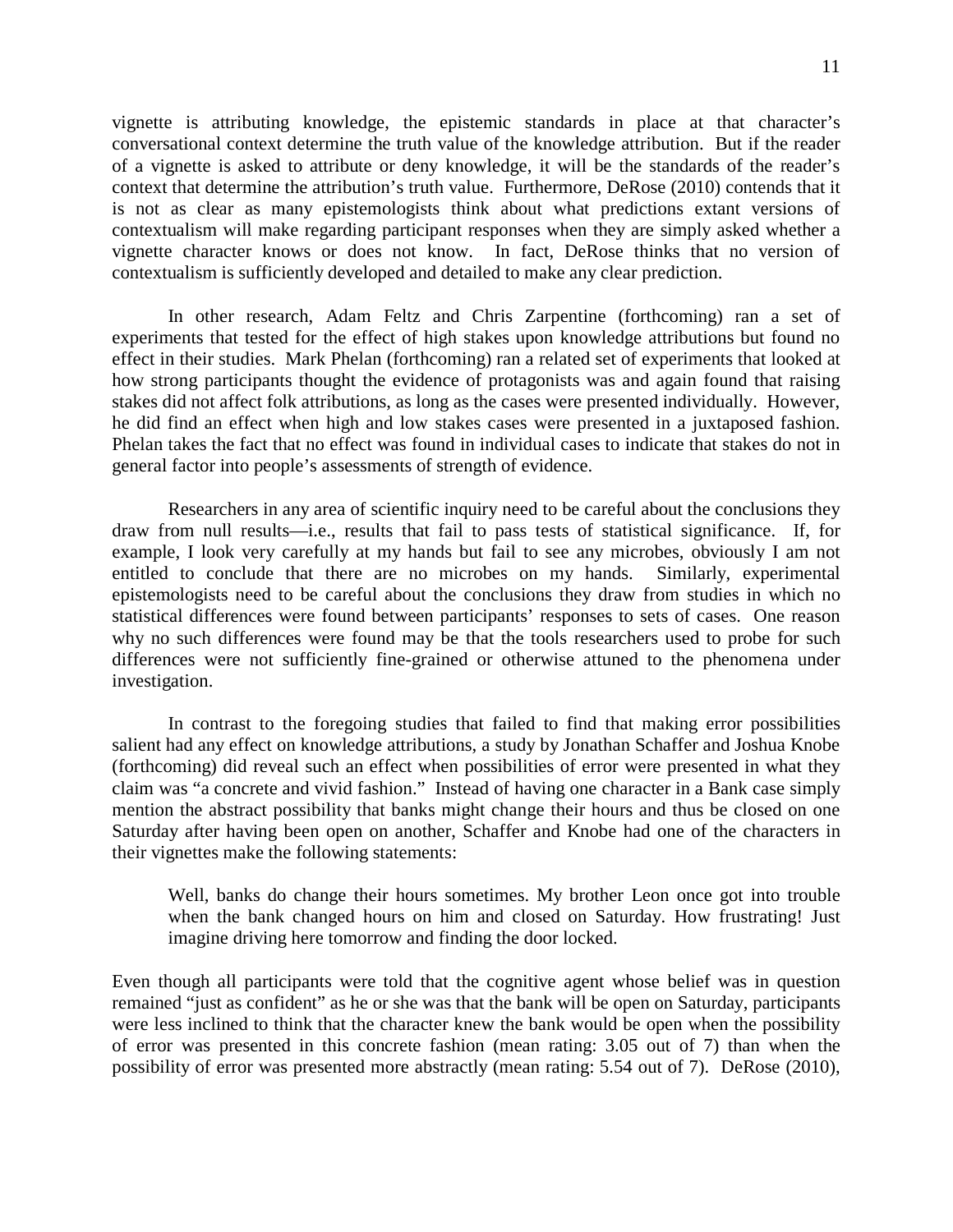vignette is attributing knowledge, the epistemic standards in place at that character's conversational context determine the truth value of the knowledge attribution. But if the reader of a vignette is asked to attribute or deny knowledge, it will be the standards of the reader's context that determine the attribution's truth value. Furthermore, DeRose (2010) contends that it is not as clear as many epistemologists think about what predictions extant versions of contextualism will make regarding participant responses when they are simply asked whether a vignette character knows or does not know. In fact, DeRose thinks that no version of contextualism is sufficiently developed and detailed to make any clear prediction.

In other research, Adam Feltz and Chris Zarpentine (forthcoming) ran a set of experiments that tested for the effect of high stakes upon knowledge attributions but found no effect in their studies. Mark Phelan (forthcoming) ran a related set of experiments that looked at how strong participants thought the evidence of protagonists was and again found that raising stakes did not affect folk attributions, as long as the cases were presented individually. However, he did find an effect when high and low stakes cases were presented in a juxtaposed fashion. Phelan takes the fact that no effect was found in individual cases to indicate that stakes do not in general factor into people's assessments of strength of evidence.

Researchers in any area of scientific inquiry need to be careful about the conclusions they draw from null results—i.e., results that fail to pass tests of statistical significance. If, for example, I look very carefully at my hands but fail to see any microbes, obviously I am not entitled to conclude that there are no microbes on my hands. Similarly, experimental epistemologists need to be careful about the conclusions they draw from studies in which no statistical differences were found between participants' responses to sets of cases. One reason why no such differences were found may be that the tools researchers used to probe for such differences were not sufficiently fine-grained or otherwise attuned to the phenomena under investigation.

In contrast to the foregoing studies that failed to find that making error possibilities salient had any effect on knowledge attributions, a study by Jonathan Schaffer and Joshua Knobe (forthcoming) did reveal such an effect when possibilities of error were presented in what they claim was "a concrete and vivid fashion." Instead of having one character in a Bank case simply mention the abstract possibility that banks might change their hours and thus be closed on one Saturday after having been open on another, Schaffer and Knobe had one of the characters in their vignettes make the following statements:

> Well, banks do change their hours sometimes. My brother Leon once got into trouble when the bank changed hours on him and closed on Saturday. How frustrating! Just imagine driving here tomorrow and finding the door locked.

Even though all participants were told that the cognitive agent whose belief was in question remained "just as confident" as he or she was that the bank will be open on Saturday, participants were less inclined to think that the character knew the bank would be open when the possibility of error was presented in this concrete fashion (mean rating: 3.05 out of 7) than when the possibility of error was presented more abstractly (mean rating: 5.54 out of 7). DeRose (2010),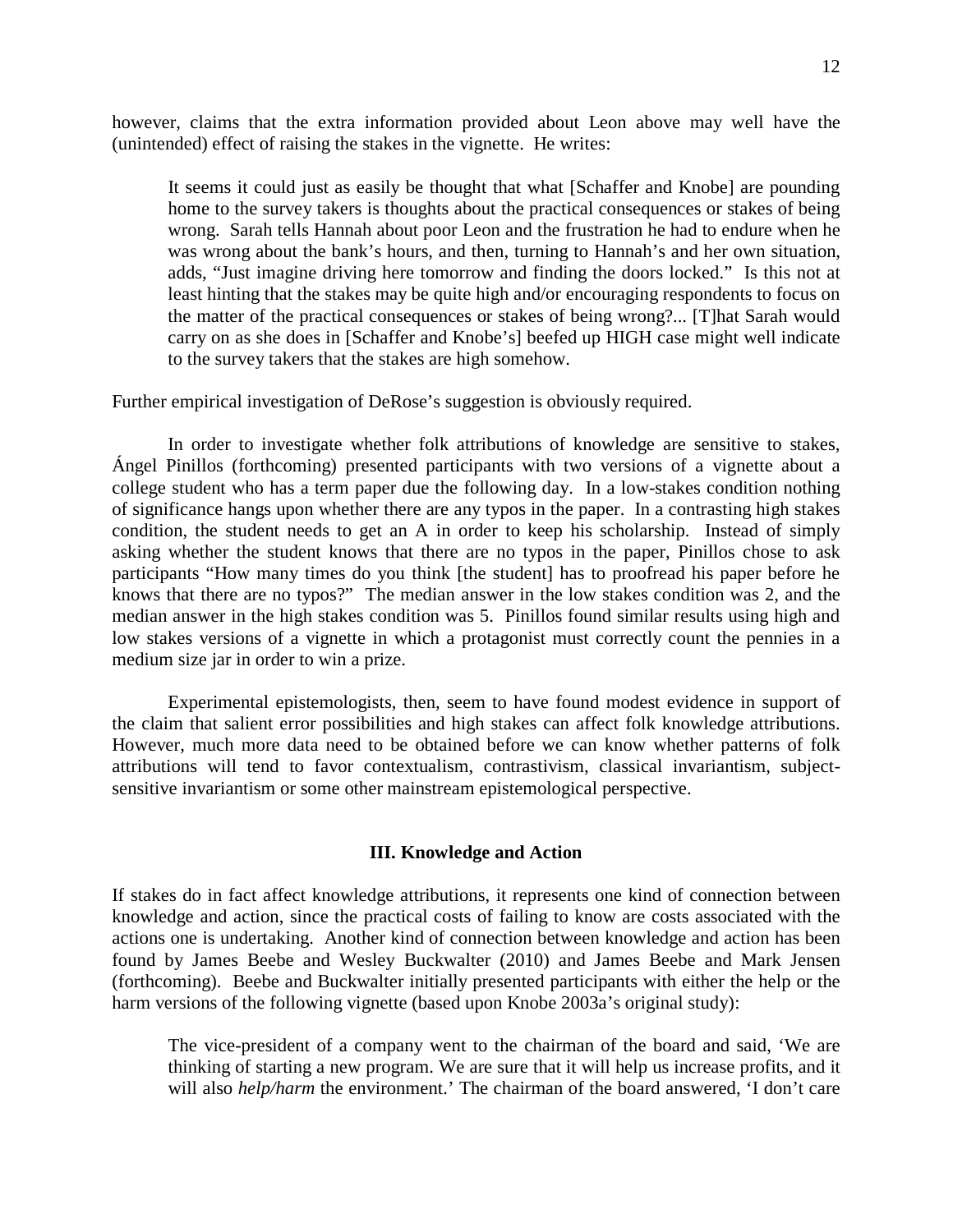however, claims that the extra information provided about Leon above may well have the (unintended) effect of raising the stakes in the vignette. He writes:

> It seems it could just as easily be thought that what [Schaffer and Knobe] are pounding home to the survey takers is thoughts about the practical consequences or stakes of being wrong. Sarah tells Hannah about poor Leon and the frustration he had to endure when he was wrong about the bank's hours, and then, turning to Hannah's and her own situation, adds, "Just imagine driving here tomorrow and finding the doors locked." Is this not at least hinting that the stakes may be quite high and/or encouraging respondents to focus on the matter of the practical consequences or stakes of being wrong?... [T]hat Sarah would carry on as she does in [Schaffer and Knobe's] beefed up HIGH case might well indicate to the survey takers that the stakes are high somehow.

Further empirical investigation of DeRose's suggestion is obviously required.

In order to investigate whether folk attributions of knowledge are sensitive to stakes, Ángel Pinillos (forthcoming) presented participants with two versions of a vignette about a college student who has a term paper due the following day. In a low-stakes condition nothing of significance hangs upon whether there are any typos in the paper. In a contrasting high stakes condition, the student needs to get an A in order to keep his scholarship. Instead of simply asking whether the student knows that there are no typos in the paper, Pinillos chose to ask participants "How many times do you think [the student] has to proofread his paper before he knows that there are no typos?" The median answer in the low stakes condition was 2, and the median answer in the high stakes condition was 5. Pinillos found similar results using high and low stakes versions of a vignette in which a protagonist must correctly count the pennies in a medium size jar in order to win a prize.

Experimental epistemologists, then, seem to have found modest evidence in support of the claim that salient error possibilities and high stakes can affect folk knowledge attributions. However, much more data need to be obtained before we can know whether patterns of folk attributions will tend to favor contextualism, contrastivism, classical invariantism, subject-sensitive invariantism or some other mainstream epistemological perspective.

### III. Knowledge and Action

If stakes do in fact affect knowledge attributions, it represents one kind of connection between knowledge and action, since the practical costs of failing to know are costs associated with the actions one is undertaking. Another kind of connection between knowledge and action has been found by James Beebe and Wesley Buckwalter (2010) and James Beebe and Mark Jensen (forthcoming). Beebe and Buckwalter initially presented participants with either the help or the harm versions of the following vignette (based upon Knobe 2003a's original study):

> The vice-president of a company went to the chairman of the board and said, 'We are thinking of starting a new program. We are sure that it will help us increase profits, and it will also *help/harm* the environment.' The chairman of the board answered, 'I don't care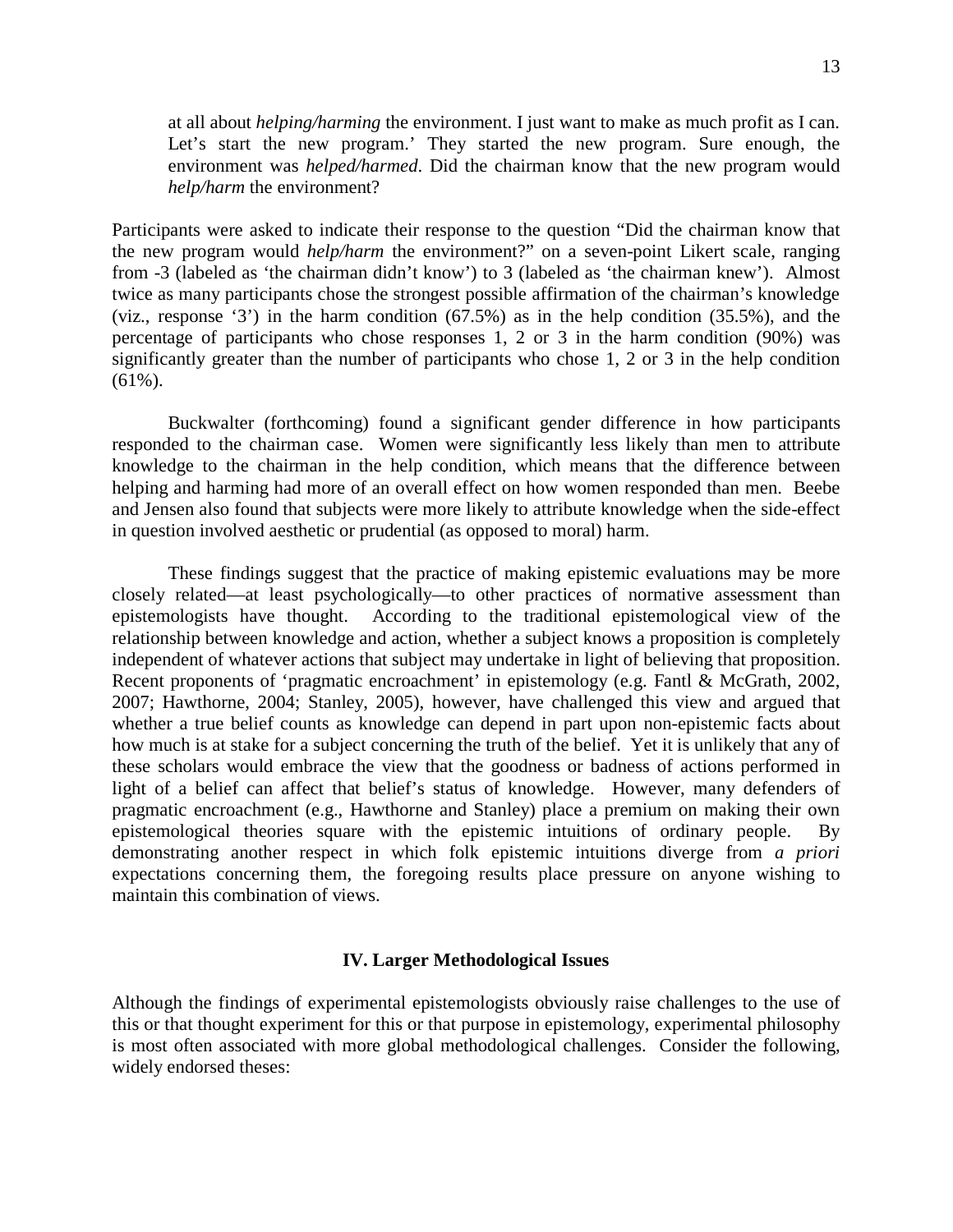> at all about *helping/harming* the environment. I just want to make as much profit as I can. Let's start the new program.' They started the new program. Sure enough, the environment was *helped/harmed*. Did the chairman know that the new program would *help/harm* the environment?

Participants were asked to indicate their response to the question "Did the chairman know that the new program would *help/harm* the environment?" on a seven-point Likert scale, ranging from -3 (labeled as 'the chairman didn't know') to 3 (labeled as 'the chairman knew'). Almost twice as many participants chose the strongest possible affirmation of the chairman's knowledge (viz., response '3') in the harm condition (67.5%) as in the help condition (35.5%), and the percentage of participants who chose responses 1, 2 or 3 in the harm condition (90%) was significantly greater than the number of participants who chose 1, 2 or 3 in the help condition (61%).

Buckwalter (forthcoming) found a significant gender difference in how participants responded to the chairman case. Women were significantly less likely than men to attribute knowledge to the chairman in the help condition, which means that the difference between helping and harming had more of an overall effect on how women responded than men. Beebe and Jensen also found that subjects were more likely to attribute knowledge when the side-effect in question involved aesthetic or prudential (as opposed to moral) harm.

These findings suggest that the practice of making epistemic evaluations may be more closely related—at least psychologically—to other practices of normative assessment than epistemologists have thought. According to the traditional epistemological view of the relationship between knowledge and action, whether a subject knows a proposition is completely independent of whatever actions that subject may undertake in light of believing that proposition. Recent proponents of 'pragmatic encroachment' in epistemology (e.g. Fantl & McGrath, 2002, 2007; Hawthorne, 2004; Stanley, 2005), however, have challenged this view and argued that whether a true belief counts as knowledge can depend in part upon non-epistemic facts about how much is at stake for a subject concerning the truth of the belief. Yet it is unlikely that any of these scholars would embrace the view that the goodness or badness of actions performed in light of a belief can affect that belief's status of knowledge. However, many defenders of pragmatic encroachment (e.g., Hawthorne and Stanley) place a premium on making their own epistemological theories square with the epistemic intuitions of ordinary people. By demonstrating another respect in which folk epistemic intuitions diverge from *a priori* expectations concerning them, the foregoing results place pressure on anyone wishing to maintain this combination of views.

## IV. Larger Methodological Issues

Although the findings of experimental epistemologists obviously raise challenges to the use of this or that thought experiment for this or that purpose in epistemology, experimental philosophy is most often associated with more global methodological challenges. Consider the following, widely endorsed theses: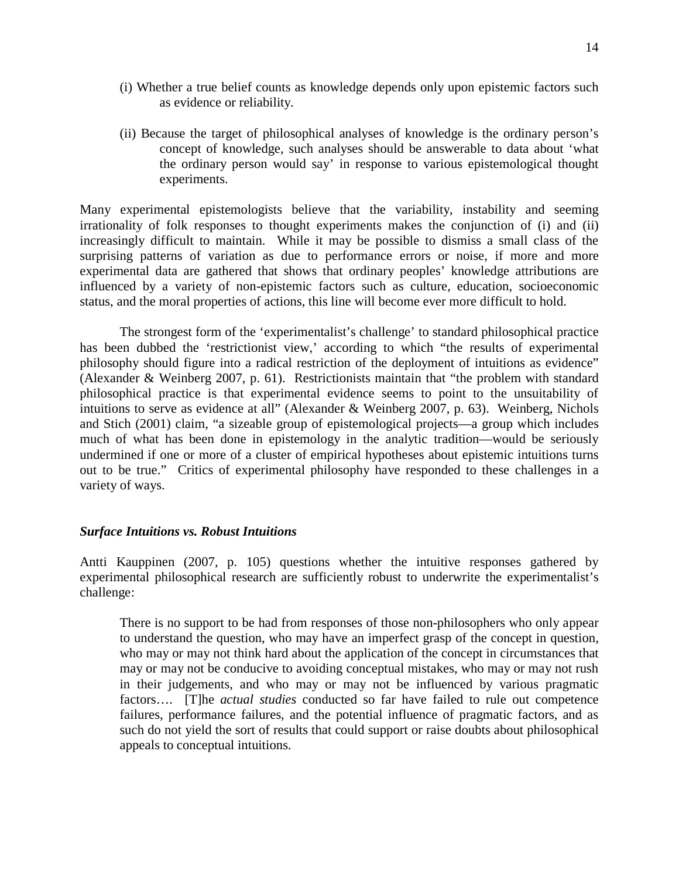(i) Whether a true belief counts as knowledge depends only upon epistemic factors such as evidence or reliability.

(ii) Because the target of philosophical analyses of knowledge is the ordinary person's concept of knowledge, such analyses should be answerable to data about 'what the ordinary person would say' in response to various epistemological thought experiments.

Many experimental epistemologists believe that the variability, instability and seeming irrationality of folk responses to thought experiments makes the conjunction of (i) and (ii) increasingly difficult to maintain. While it may be possible to dismiss a small class of the surprising patterns of variation as due to performance errors or noise, if more and more experimental data are gathered that shows that ordinary peoples' knowledge attributions are influenced by a variety of non-epistemic factors such as culture, education, socioeconomic status, and the moral properties of actions, this line will become ever more difficult to hold.

The strongest form of the 'experimentalist's challenge' to standard philosophical practice has been dubbed the 'restrictionist view,' according to which "the results of experimental philosophy should figure into a radical restriction of the deployment of intuitions as evidence" (Alexander & Weinberg 2007, p. 61). Restrictionists maintain that "the problem with standard philosophical practice is that experimental evidence seems to point to the unsuitability of intuitions to serve as evidence at all" (Alexander & Weinberg 2007, p. 63). Weinberg, Nichols and Stich (2001) claim, "a sizeable group of epistemological projects—a group which includes much of what has been done in epistemology in the analytic tradition—would be seriously undermined if one or more of a cluster of empirical hypotheses about epistemic intuitions turns out to be true." Critics of experimental philosophy have responded to these challenges in a variety of ways.

### ***Surface Intuitions vs. Robust Intuitions***

Antti Kauppinen (2007, p. 105) questions whether the intuitive responses gathered by experimental philosophical research are sufficiently robust to underwrite the experimentalist's challenge:

> There is no support to be had from responses of those non-philosophers who only appear to understand the question, who may have an imperfect grasp of the concept in question, who may or may not think hard about the application of the concept in circumstances that may or may not be conducive to avoiding conceptual mistakes, who may or may not rush in their judgements, and who may or may not be influenced by various pragmatic factors…. [T]he *actual studies* conducted so far have failed to rule out competence failures, performance failures, and the potential influence of pragmatic factors, and as such do not yield the sort of results that could support or raise doubts about philosophical appeals to conceptual intuitions.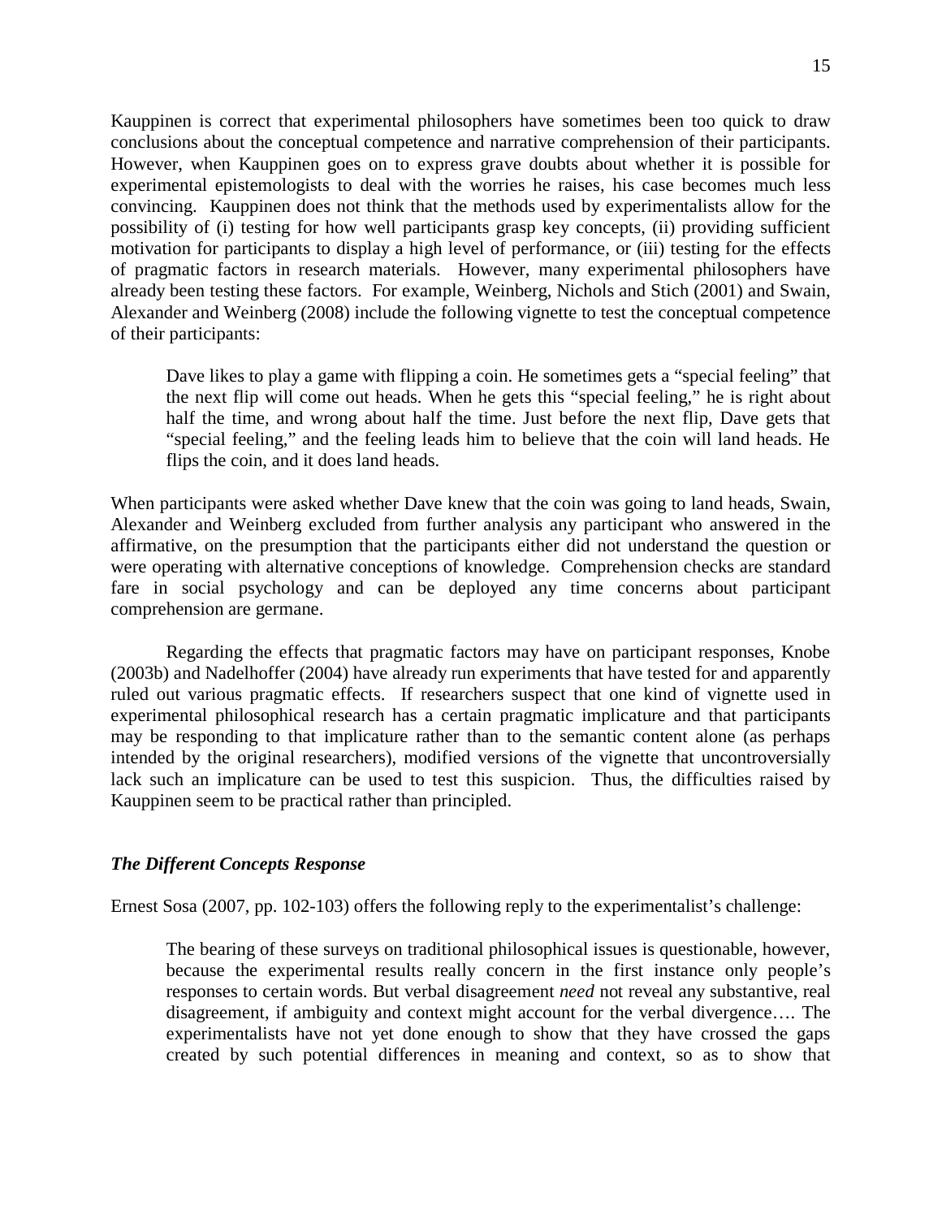Kauppinen is correct that experimental philosophers have sometimes been too quick to draw conclusions about the conceptual competence and narrative comprehension of their participants. However, when Kauppinen goes on to express grave doubts about whether it is possible for experimental epistemologists to deal with the worries he raises, his case becomes much less convincing. Kauppinen does not think that the methods used by experimentalists allow for the possibility of (i) testing for how well participants grasp key concepts, (ii) providing sufficient motivation for participants to display a high level of performance, or (iii) testing for the effects of pragmatic factors in research materials. However, many experimental philosophers have already been testing these factors. For example, Weinberg, Nichols and Stich (2001) and Swain, Alexander and Weinberg (2008) include the following vignette to test the conceptual competence of their participants:

> Dave likes to play a game with flipping a coin. He sometimes gets a "special feeling" that the next flip will come out heads. When he gets this "special feeling," he is right about half the time, and wrong about half the time. Just before the next flip, Dave gets that "special feeling," and the feeling leads him to believe that the coin will land heads. He flips the coin, and it does land heads.

When participants were asked whether Dave knew that the coin was going to land heads, Swain, Alexander and Weinberg excluded from further analysis any participant who answered in the affirmative, on the presumption that the participants either did not understand the question or were operating with alternative conceptions of knowledge. Comprehension checks are standard fare in social psychology and can be deployed any time concerns about participant comprehension are germane.

Regarding the effects that pragmatic factors may have on participant responses, Knobe (2003b) and Nadelhoffer (2004) have already run experiments that have tested for and apparently ruled out various pragmatic effects. If researchers suspect that one kind of vignette used in experimental philosophical research has a certain pragmatic implicature and that participants may be responding to that implicature rather than to the semantic content alone (as perhaps intended by the original researchers), modified versions of the vignette that uncontroversially lack such an implicature can be used to test this suspicion. Thus, the difficulties raised by Kauppinen seem to be practical rather than principled.

### ***The Different Concepts Response***

Ernest Sosa (2007, pp. 102-103) offers the following reply to the experimentalist's challenge:

> The bearing of these surveys on traditional philosophical issues is questionable, however, because the experimental results really concern in the first instance only people's responses to certain words. But verbal disagreement *need* not reveal any substantive, real disagreement, if ambiguity and context might account for the verbal divergence…. The experimentalists have not yet done enough to show that they have crossed the gaps created by such potential differences in meaning and context, so as to show that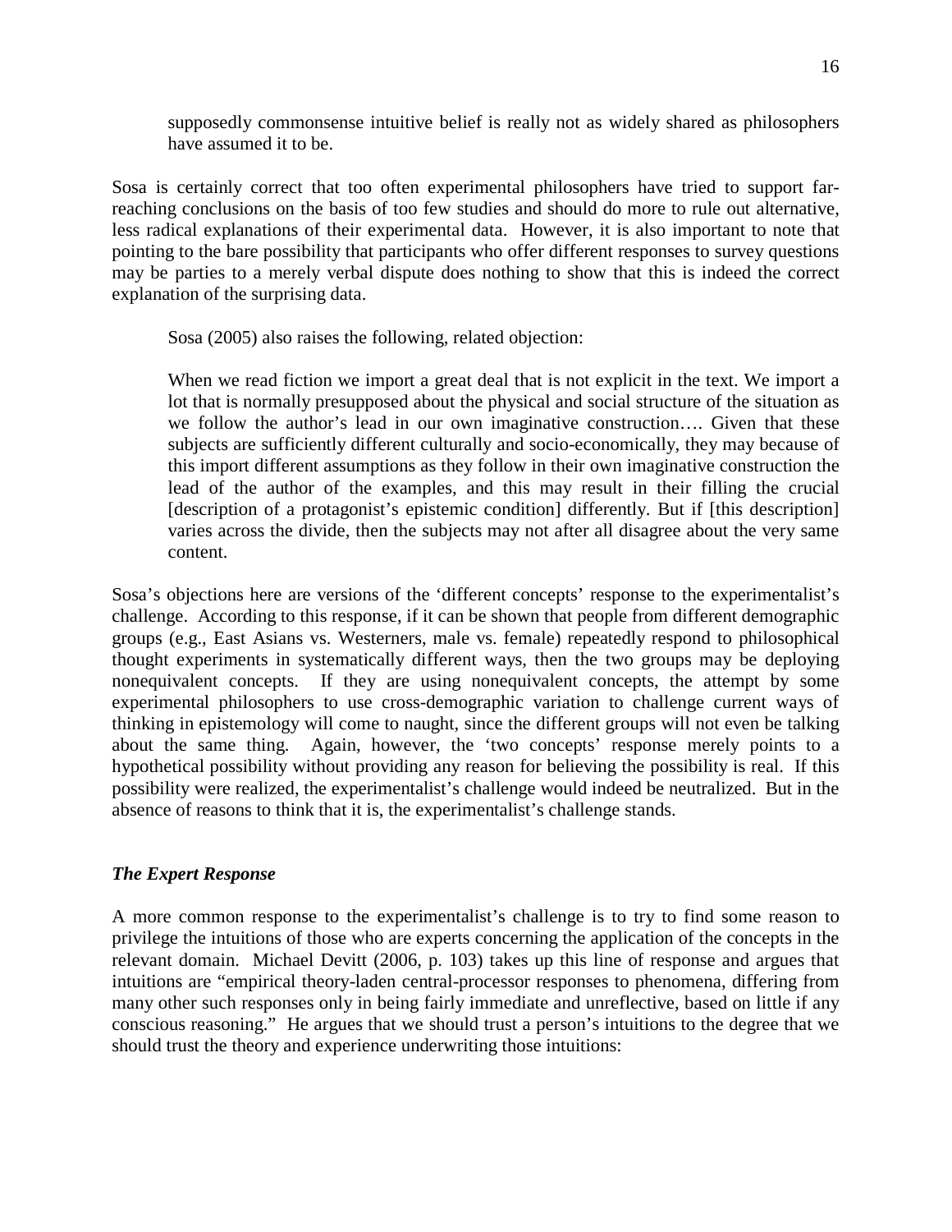> supposedly commonsense intuitive belief is really not as widely shared as philosophers have assumed it to be.

Sosa is certainly correct that too often experimental philosophers have tried to support far-reaching conclusions on the basis of too few studies and should do more to rule out alternative, less radical explanations of their experimental data. However, it is also important to note that pointing to the bare possibility that participants who offer different responses to survey questions may be parties to a merely verbal dispute does nothing to show that this is indeed the correct explanation of the surprising data.

Sosa (2005) also raises the following, related objection:

> When we read fiction we import a great deal that is not explicit in the text. We import a lot that is normally presupposed about the physical and social structure of the situation as we follow the author's lead in our own imaginative construction…. Given that these subjects are sufficiently different culturally and socio-economically, they may because of this import different assumptions as they follow in their own imaginative construction the lead of the author of the examples, and this may result in their filling the crucial [description of a protagonist's epistemic condition] differently. But if [this description] varies across the divide, then the subjects may not after all disagree about the very same content.

Sosa's objections here are versions of the 'different concepts' response to the experimentalist's challenge. According to this response, if it can be shown that people from different demographic groups (e.g., East Asians vs. Westerners, male vs. female) repeatedly respond to philosophical thought experiments in systematically different ways, then the two groups may be deploying nonequivalent concepts. If they are using nonequivalent concepts, the attempt by some experimental philosophers to use cross-demographic variation to challenge current ways of thinking in epistemology will come to naught, since the different groups will not even be talking about the same thing. Again, however, the 'two concepts' response merely points to a hypothetical possibility without providing any reason for believing the possibility is real. If this possibility were realized, the experimentalist's challenge would indeed be neutralized. But in the absence of reasons to think that it is, the experimentalist's challenge stands.

### *The Expert Response*

A more common response to the experimentalist's challenge is to try to find some reason to privilege the intuitions of those who are experts concerning the application of the concepts in the relevant domain. Michael Devitt (2006, p. 103) takes up this line of response and argues that intuitions are "empirical theory-laden central-processor responses to phenomena, differing from many other such responses only in being fairly immediate and unreflective, based on little if any conscious reasoning." He argues that we should trust a person's intuitions to the degree that we should trust the theory and experience underwriting those intuitions: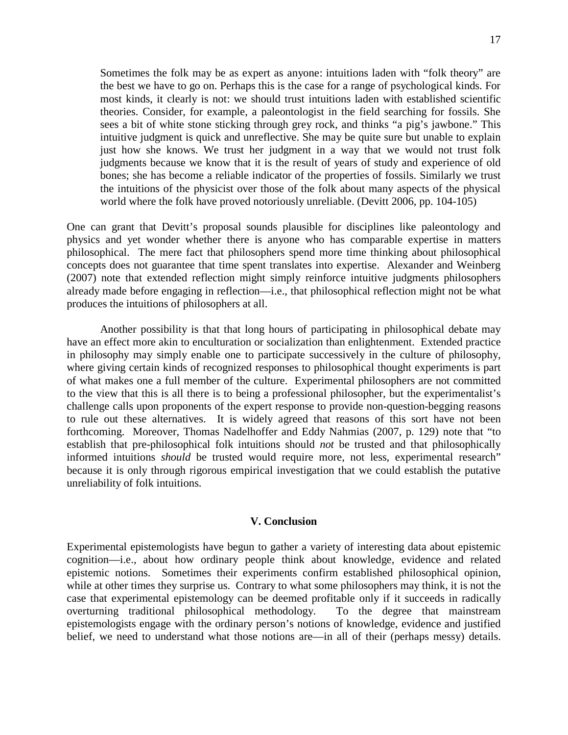> Sometimes the folk may be as expert as anyone: intuitions laden with "folk theory" are the best we have to go on. Perhaps this is the case for a range of psychological kinds. For most kinds, it clearly is not: we should trust intuitions laden with established scientific theories. Consider, for example, a paleontologist in the field searching for fossils. She sees a bit of white stone sticking through grey rock, and thinks "a pig's jawbone." This intuitive judgment is quick and unreflective. She may be quite sure but unable to explain just how she knows. We trust her judgment in a way that we would not trust folk judgments because we know that it is the result of years of study and experience of old bones; she has become a reliable indicator of the properties of fossils. Similarly we trust the intuitions of the physicist over those of the folk about many aspects of the physical world where the folk have proved notoriously unreliable. (Devitt 2006, pp. 104-105)

One can grant that Devitt's proposal sounds plausible for disciplines like paleontology and physics and yet wonder whether there is anyone who has comparable expertise in matters philosophical. The mere fact that philosophers spend more time thinking about philosophical concepts does not guarantee that time spent translates into expertise. Alexander and Weinberg (2007) note that extended reflection might simply reinforce intuitive judgments philosophers already made before engaging in reflection—i.e., that philosophical reflection might not be what produces the intuitions of philosophers at all.

Another possibility is that that long hours of participating in philosophical debate may have an effect more akin to enculturation or socialization than enlightenment. Extended practice in philosophy may simply enable one to participate successively in the culture of philosophy, where giving certain kinds of recognized responses to philosophical thought experiments is part of what makes one a full member of the culture. Experimental philosophers are not committed to the view that this is all there is to being a professional philosopher, but the experimentalist's challenge calls upon proponents of the expert response to provide non-question-begging reasons to rule out these alternatives. It is widely agreed that reasons of this sort have not been forthcoming. Moreover, Thomas Nadelhoffer and Eddy Nahmias (2007, p. 129) note that "to establish that pre-philosophical folk intuitions should *not* be trusted and that philosophically informed intuitions *should* be trusted would require more, not less, experimental research" because it is only through rigorous empirical investigation that we could establish the putative unreliability of folk intuitions.

## V. Conclusion

Experimental epistemologists have begun to gather a variety of interesting data about epistemic cognition—i.e., about how ordinary people think about knowledge, evidence and related epistemic notions. Sometimes their experiments confirm established philosophical opinion, while at other times they surprise us. Contrary to what some philosophers may think, it is not the case that experimental epistemology can be deemed profitable only if it succeeds in radically overturning traditional philosophical methodology. To the degree that mainstream epistemologists engage with the ordinary person's notions of knowledge, evidence and justified belief, we need to understand what those notions are—in all of their (perhaps messy) details.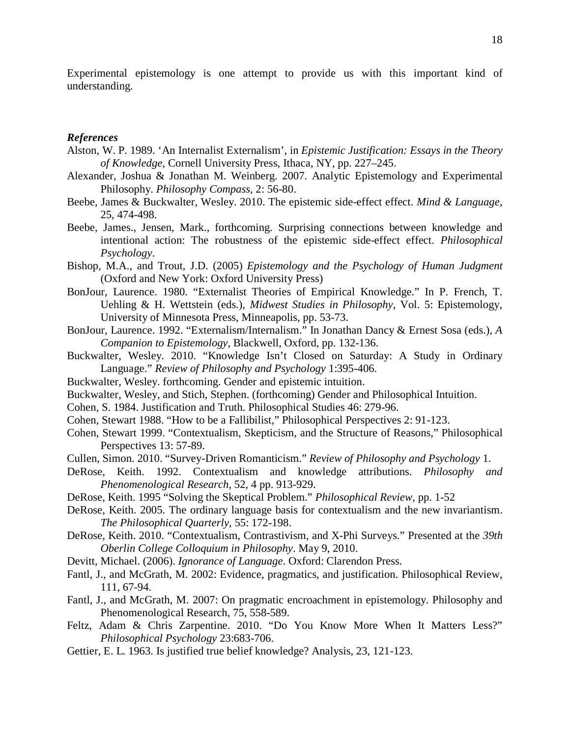Experimental epistemology is one attempt to provide us with this important kind of understanding.

### *References*

Alston, W. P. 1989. 'An Internalist Externalism', in *Epistemic Justification: Essays in the Theory of Knowledge*, Cornell University Press, Ithaca, NY, pp. 227–245.

Alexander, Joshua & Jonathan M. Weinberg. 2007. Analytic Epistemology and Experimental Philosophy. *Philosophy Compass*, 2: 56-80.

Beebe, James & Buckwalter, Wesley. 2010. The epistemic side-effect effect. *Mind & Language*, 25, 474-498.

Beebe, James., Jensen, Mark., forthcoming. Surprising connections between knowledge and intentional action: The robustness of the epistemic side-effect effect. *Philosophical Psychology*.

Bishop, M.A., and Trout, J.D. (2005) *Epistemology and the Psychology of Human Judgment* (Oxford and New York: Oxford University Press)

BonJour, Laurence. 1980. "Externalist Theories of Empirical Knowledge." In P. French, T. Uehling & H. Wettstein (eds.), *Midwest Studies in Philosophy*, Vol. 5: Epistemology, University of Minnesota Press, Minneapolis, pp. 53-73.

BonJour, Laurence. 1992. "Externalism/Internalism." In Jonathan Dancy & Ernest Sosa (eds.), *A Companion to Epistemology*, Blackwell, Oxford, pp. 132-136.

Buckwalter, Wesley. 2010. "Knowledge Isn't Closed on Saturday: A Study in Ordinary Language." *Review of Philosophy and Psychology* 1:395-406.

Buckwalter, Wesley. forthcoming. Gender and epistemic intuition.

Buckwalter, Wesley, and Stich, Stephen. (forthcoming) Gender and Philosophical Intuition.

Cohen, S. 1984. Justification and Truth. Philosophical Studies 46: 279-96.

Cohen, Stewart 1988. "How to be a Fallibilist," Philosophical Perspectives 2: 91-123.

Cohen, Stewart 1999. "Contextualism, Skepticism, and the Structure of Reasons," Philosophical Perspectives 13: 57-89.

Cullen, Simon. 2010. "Survey-Driven Romanticism." *Review of Philosophy and Psychology* 1.

DeRose, Keith. 1992. Contextualism and knowledge attributions. *Philosophy and Phenomenological Research*, 52, 4 pp. 913-929.

DeRose, Keith. 1995 "Solving the Skeptical Problem." *Philosophical Review*, pp. 1-52

DeRose, Keith. 2005. The ordinary language basis for contextualism and the new invariantism. *The Philosophical Quarterly*, 55: 172-198.

DeRose, Keith. 2010. "Contextualism, Contrastivism, and X-Phi Surveys." Presented at the *39th Oberlin College Colloquium in Philosophy*. May 9, 2010.

Devitt, Michael. (2006). *Ignorance of Language*. Oxford: Clarendon Press.

Fantl, J., and McGrath, M. 2002: Evidence, pragmatics, and justification. Philosophical Review, 111, 67-94.

Fantl, J., and McGrath, M. 2007: On pragmatic encroachment in epistemology. Philosophy and Phenomenological Research, 75, 558-589.

Feltz, Adam & Chris Zarpentine. 2010. "Do You Know More When It Matters Less?" *Philosophical Psychology* 23:683-706.

Gettier, E. L. 1963. Is justified true belief knowledge? Analysis, 23, 121-123.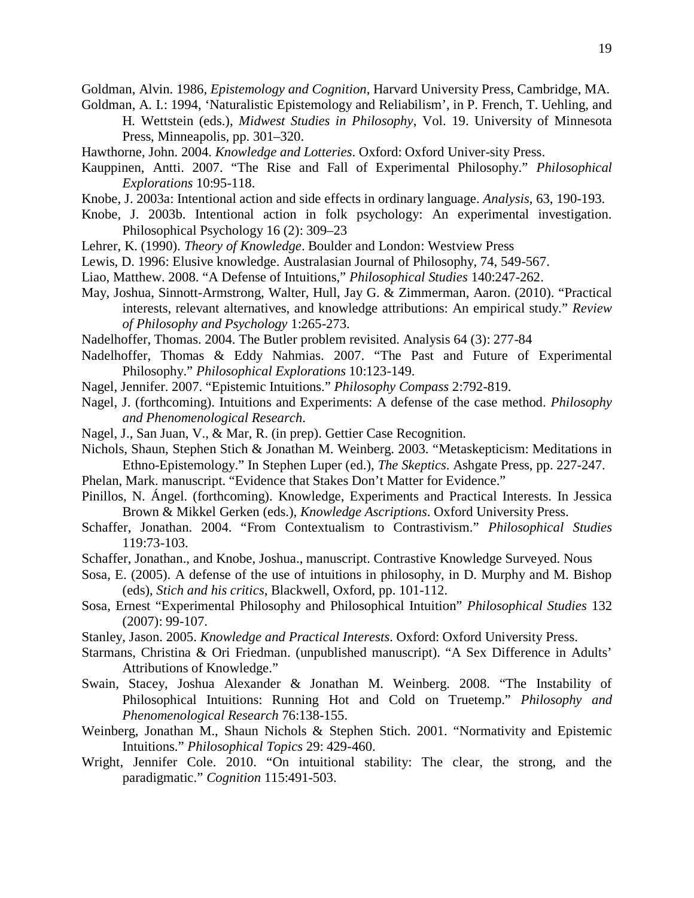Goldman, Alvin. 1986, *Epistemology and Cognition*, Harvard University Press, Cambridge, MA.

Goldman, A. I.: 1994, 'Naturalistic Epistemology and Reliabilism', in P. French, T. Uehling, and H. Wettstein (eds.), *Midwest Studies in Philosophy*, Vol. 19. University of Minnesota Press, Minneapolis, pp. 301–320.

Hawthorne, John. 2004. *Knowledge and Lotteries*. Oxford: Oxford Univer-sity Press.

Kauppinen, Antti. 2007. "The Rise and Fall of Experimental Philosophy." *Philosophical Explorations* 10:95-118.

Knobe, J. 2003a: Intentional action and side effects in ordinary language. *Analysis*, 63, 190-193.

Knobe, J. 2003b. Intentional action in folk psychology: An experimental investigation. Philosophical Psychology 16 (2): 309–23

Lehrer, K. (1990). *Theory of Knowledge*. Boulder and London: Westview Press

Lewis, D. 1996: Elusive knowledge. Australasian Journal of Philosophy, 74, 549-567.

Liao, Matthew. 2008. "A Defense of Intuitions," *Philosophical Studies* 140:247-262.

May, Joshua, Sinnott-Armstrong, Walter, Hull, Jay G. & Zimmerman, Aaron. (2010). "Practical interests, relevant alternatives, and knowledge attributions: An empirical study." *Review of Philosophy and Psychology* 1:265-273.

Nadelhoffer, Thomas. 2004. The Butler problem revisited. Analysis 64 (3): 277-84

Nadelhoffer, Thomas & Eddy Nahmias. 2007. "The Past and Future of Experimental Philosophy." *Philosophical Explorations* 10:123-149.

Nagel, Jennifer. 2007. "Epistemic Intuitions." *Philosophy Compass* 2:792-819.

Nagel, J. (forthcoming). Intuitions and Experiments: A defense of the case method. *Philosophy and Phenomenological Research*.

Nagel, J., San Juan, V., & Mar, R. (in prep). Gettier Case Recognition.

Nichols, Shaun, Stephen Stich & Jonathan M. Weinberg. 2003. "Metaskepticism: Meditations in Ethno-Epistemology." In Stephen Luper (ed.), *The Skeptics*. Ashgate Press, pp. 227-247.

Phelan, Mark. manuscript. "Evidence that Stakes Don't Matter for Evidence."

Pinillos, N. Ángel. (forthcoming). Knowledge, Experiments and Practical Interests. In Jessica Brown & Mikkel Gerken (eds.), *Knowledge Ascriptions*. Oxford University Press.

Schaffer, Jonathan. 2004. "From Contextualism to Contrastivism." *Philosophical Studies* 119:73-103.

Schaffer, Jonathan., and Knobe, Joshua., manuscript. Contrastive Knowledge Surveyed. Nous

Sosa, E. (2005). A defense of the use of intuitions in philosophy, in D. Murphy and M. Bishop (eds), *Stich and his critics*, Blackwell, Oxford, pp. 101-112.

Sosa, Ernest "Experimental Philosophy and Philosophical Intuition" *Philosophical Studies* 132 (2007): 99-107.

Stanley, Jason. 2005. *Knowledge and Practical Interests*. Oxford: Oxford University Press.

Starmans, Christina & Ori Friedman. (unpublished manuscript). "A Sex Difference in Adults' Attributions of Knowledge."

Swain, Stacey, Joshua Alexander & Jonathan M. Weinberg. 2008. "The Instability of Philosophical Intuitions: Running Hot and Cold on Truetemp." *Philosophy and Phenomenological Research* 76:138-155.

Weinberg, Jonathan M., Shaun Nichols & Stephen Stich. 2001. "Normativity and Epistemic Intuitions." *Philosophical Topics* 29: 429-460.

Wright, Jennifer Cole. 2010. "On intuitional stability: The clear, the strong, and the paradigmatic." *Cognition* 115:491-503.